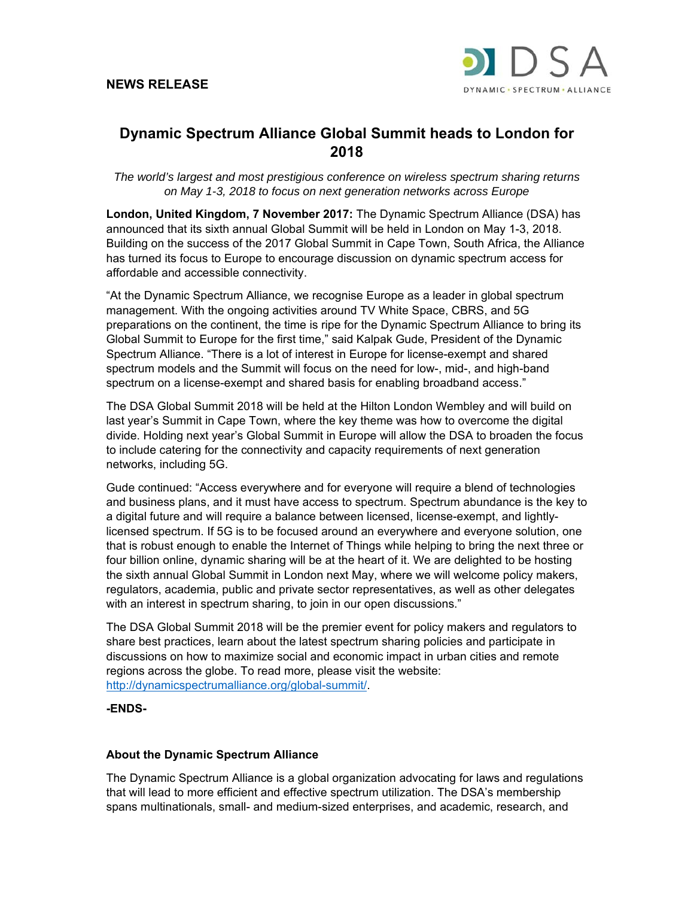**NEWS RELEASE**

DSA
DYNAMIC · SPECTRUM · ALLIANCE

# Dynamic Spectrum Alliance Global Summit heads to London for 2018

*The world's largest and most prestigious conference on wireless spectrum sharing returns on May 1-3, 2018 to focus on next generation networks across Europe*

**London, United Kingdom, 7 November 2017:** The Dynamic Spectrum Alliance (DSA) has announced that its sixth annual Global Summit will be held in London on May 1-3, 2018. Building on the success of the 2017 Global Summit in Cape Town, South Africa, the Alliance has turned its focus to Europe to encourage discussion on dynamic spectrum access for affordable and accessible connectivity.

"At the Dynamic Spectrum Alliance, we recognise Europe as a leader in global spectrum management. With the ongoing activities around TV White Space, CBRS, and 5G preparations on the continent, the time is ripe for the Dynamic Spectrum Alliance to bring its Global Summit to Europe for the first time," said Kalpak Gude, President of the Dynamic Spectrum Alliance. "There is a lot of interest in Europe for license-exempt and shared spectrum models and the Summit will focus on the need for low-, mid-, and high-band spectrum on a license-exempt and shared basis for enabling broadband access."

The DSA Global Summit 2018 will be held at the Hilton London Wembley and will build on last year's Summit in Cape Town, where the key theme was how to overcome the digital divide. Holding next year's Global Summit in Europe will allow the DSA to broaden the focus to include catering for the connectivity and capacity requirements of next generation networks, including 5G.

Gude continued: "Access everywhere and for everyone will require a blend of technologies and business plans, and it must have access to spectrum. Spectrum abundance is the key to a digital future and will require a balance between licensed, license-exempt, and lightly-licensed spectrum. If 5G is to be focused around an everywhere and everyone solution, one that is robust enough to enable the Internet of Things while helping to bring the next three or four billion online, dynamic sharing will be at the heart of it. We are delighted to be hosting the sixth annual Global Summit in London next May, where we will welcome policy makers, regulators, academia, public and private sector representatives, as well as other delegates with an interest in spectrum sharing, to join in our open discussions."

The DSA Global Summit 2018 will be the premier event for policy makers and regulators to share best practices, learn about the latest spectrum sharing policies and participate in discussions on how to maximize social and economic impact in urban cities and remote regions across the globe. To read more, please visit the website: http://dynamicspectrumalliance.org/global-summit/.

**-ENDS-**

### About the Dynamic Spectrum Alliance

The Dynamic Spectrum Alliance is a global organization advocating for laws and regulations that will lead to more efficient and effective spectrum utilization. The DSA's membership spans multinationals, small- and medium-sized enterprises, and academic, research, and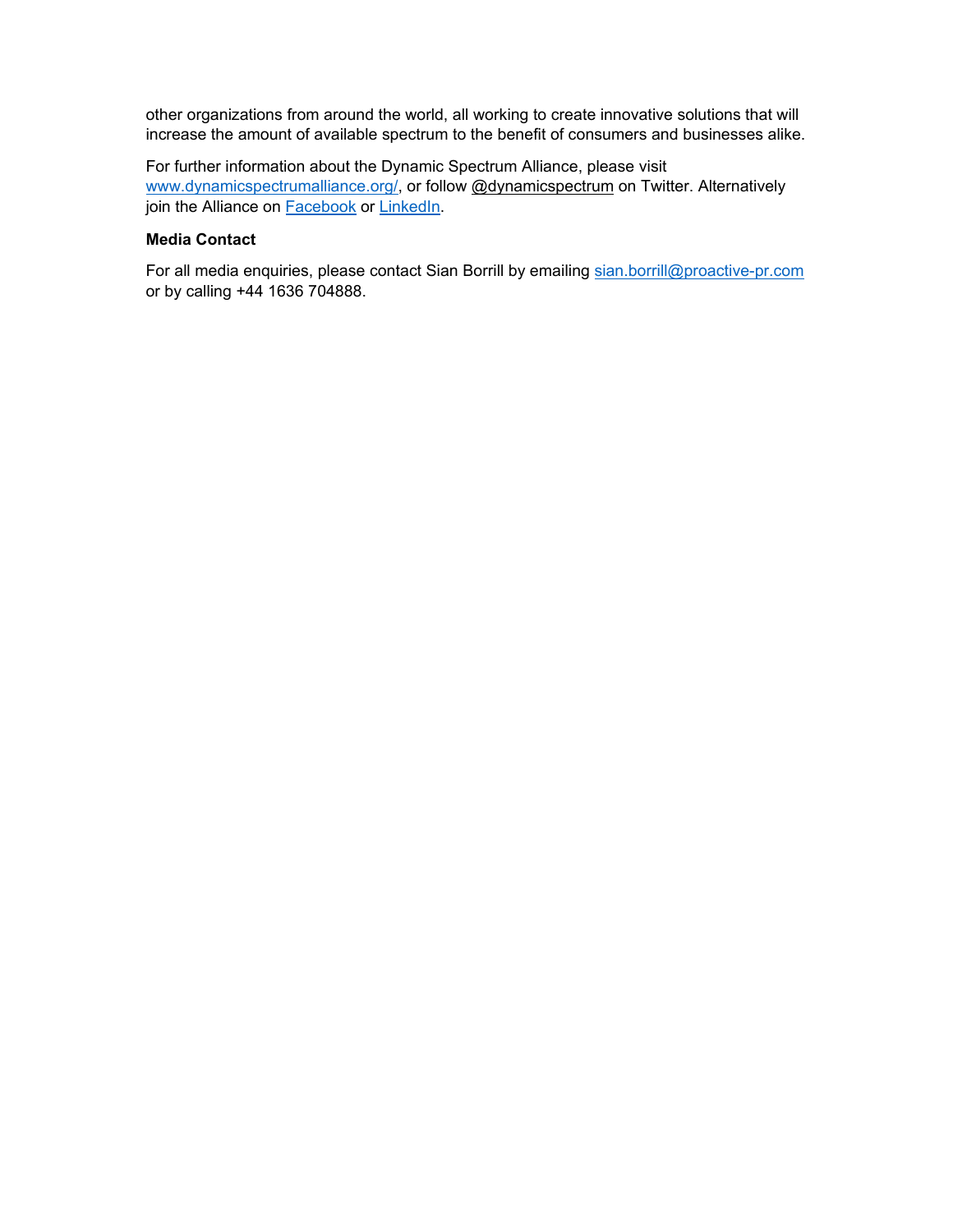other organizations from around the world, all working to create innovative solutions that will increase the amount of available spectrum to the benefit of consumers and businesses alike.

For further information about the Dynamic Spectrum Alliance, please visit [www.dynamicspectrumalliance.org/](http://www.dynamicspectrumalliance.org/), or follow @dynamicspectrum on Twitter. Alternatively join the Alliance on Facebook or LinkedIn.

**Media Contact**

For all media enquiries, please contact Sian Borrill by emailing sian.borrill@proactive-pr.com or by calling +44 1636 704888.